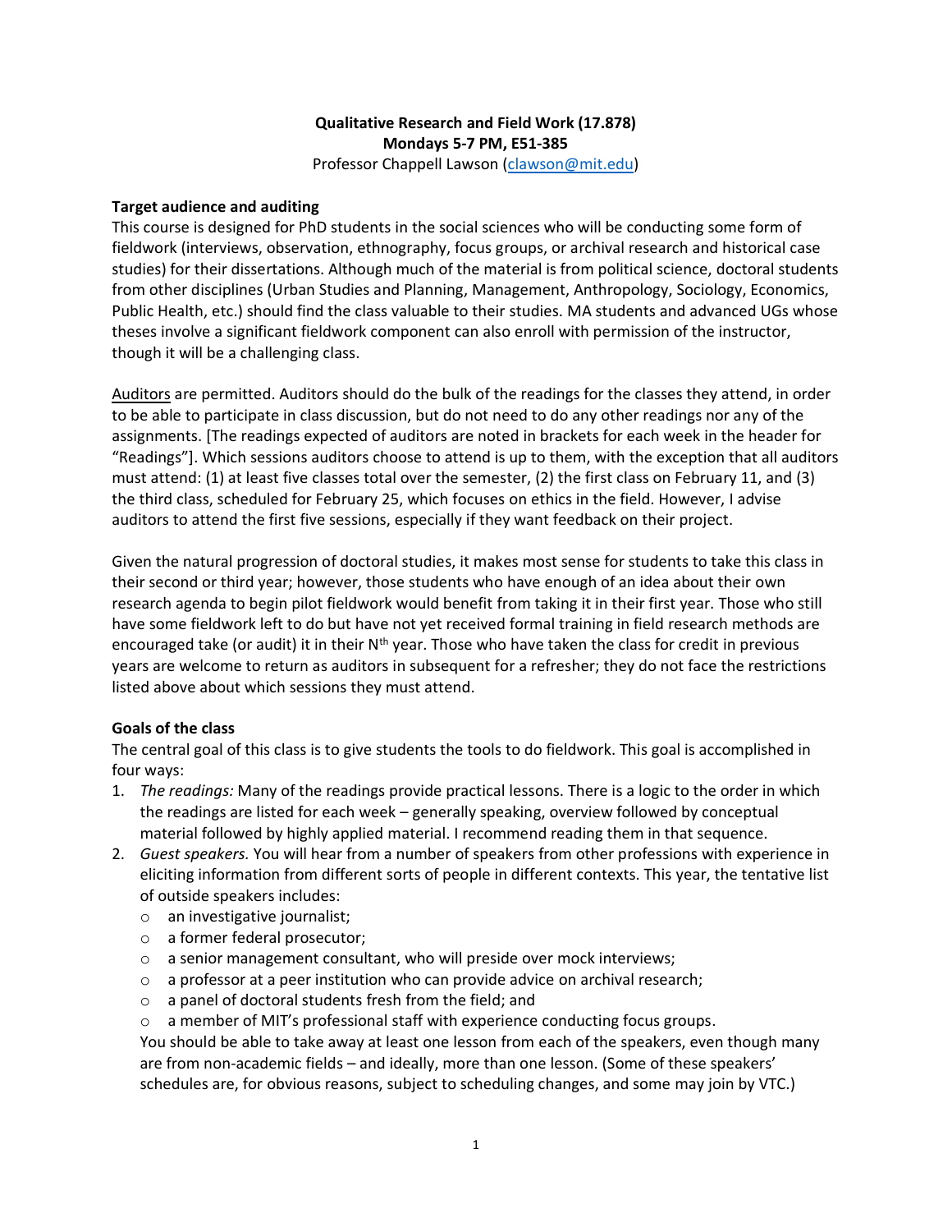**Qualitative Research and Field Work (17.878)**
**Mondays 5-7 PM, E51-385**
Professor Chappell Lawson (clawson@mit.edu)

**Target audience and auditing**

This course is designed for PhD students in the social sciences who will be conducting some form of fieldwork (interviews, observation, ethnography, focus groups, or archival research and historical case studies) for their dissertations. Although much of the material is from political science, doctoral students from other disciplines (Urban Studies and Planning, Management, Anthropology, Sociology, Economics, Public Health, etc.) should find the class valuable to their studies. MA students and advanced UGs whose theses involve a significant fieldwork component can also enroll with permission of the instructor, though it will be a challenging class.

Auditors are permitted. Auditors should do the bulk of the readings for the classes they attend, in order to be able to participate in class discussion, but do not need to do any other readings nor any of the assignments. [The readings expected of auditors are noted in brackets for each week in the header for "Readings"]. Which sessions auditors choose to attend is up to them, with the exception that all auditors must attend: (1) at least five classes total over the semester, (2) the first class on February 11, and (3) the third class, scheduled for February 25, which focuses on ethics in the field. However, I advise auditors to attend the first five sessions, especially if they want feedback on their project.

Given the natural progression of doctoral studies, it makes most sense for students to take this class in their second or third year; however, those students who have enough of an idea about their own research agenda to begin pilot fieldwork would benefit from taking it in their first year. Those who still have some fieldwork left to do but have not yet received formal training in field research methods are encouraged take (or audit) it in their $N^{th}$ year. Those who have taken the class for credit in previous years are welcome to return as auditors in subsequent for a refresher; they do not face the restrictions listed above about which sessions they must attend.

**Goals of the class**

The central goal of this class is to give students the tools to do fieldwork. This goal is accomplished in four ways:

1. *The readings:* Many of the readings provide practical lessons. There is a logic to the order in which the readings are listed for each week – generally speaking, overview followed by conceptual material followed by highly applied material. I recommend reading them in that sequence.
2. *Guest speakers.* You will hear from a number of speakers from other professions with experience in eliciting information from different sorts of people in different contexts. This year, the tentative list of outside speakers includes:
   - an investigative journalist;
   - a former federal prosecutor;
   - a senior management consultant, who will preside over mock interviews;
   - a professor at a peer institution who can provide advice on archival research;
   - a panel of doctoral students fresh from the field; and
   - a member of MIT's professional staff with experience conducting focus groups.

   You should be able to take away at least one lesson from each of the speakers, even though many are from non-academic fields – and ideally, more than one lesson. (Some of these speakers' schedules are, for obvious reasons, subject to scheduling changes, and some may join by VTC.)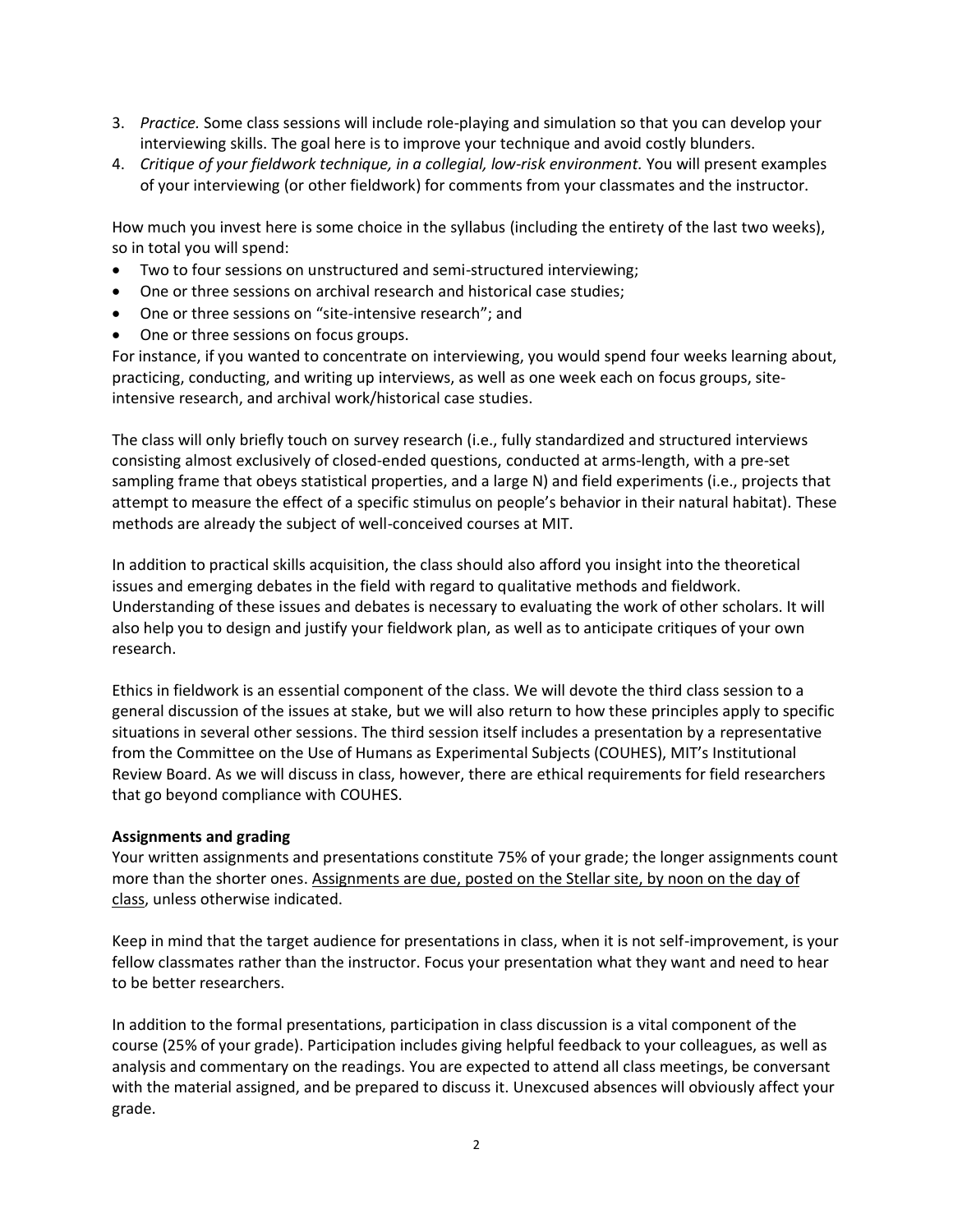3. *Practice.* Some class sessions will include role-playing and simulation so that you can develop your interviewing skills. The goal here is to improve your technique and avoid costly blunders.
4. *Critique of your fieldwork technique, in a collegial, low-risk environment.* You will present examples of your interviewing (or other fieldwork) for comments from your classmates and the instructor.

How much you invest here is some choice in the syllabus (including the entirety of the last two weeks), so in total you will spend:

- Two to four sessions on unstructured and semi-structured interviewing;
- One or three sessions on archival research and historical case studies;
- One or three sessions on "site-intensive research"; and
- One or three sessions on focus groups.

For instance, if you wanted to concentrate on interviewing, you would spend four weeks learning about, practicing, conducting, and writing up interviews, as well as one week each on focus groups, site-intensive research, and archival work/historical case studies.

The class will only briefly touch on survey research (i.e., fully standardized and structured interviews consisting almost exclusively of closed-ended questions, conducted at arms-length, with a pre-set sampling frame that obeys statistical properties, and a large N) and field experiments (i.e., projects that attempt to measure the effect of a specific stimulus on people's behavior in their natural habitat). These methods are already the subject of well-conceived courses at MIT.

In addition to practical skills acquisition, the class should also afford you insight into the theoretical issues and emerging debates in the field with regard to qualitative methods and fieldwork. Understanding of these issues and debates is necessary to evaluating the work of other scholars. It will also help you to design and justify your fieldwork plan, as well as to anticipate critiques of your own research.

Ethics in fieldwork is an essential component of the class. We will devote the third class session to a general discussion of the issues at stake, but we will also return to how these principles apply to specific situations in several other sessions. The third session itself includes a presentation by a representative from the Committee on the Use of Humans as Experimental Subjects (COUHES), MIT's Institutional Review Board. As we will discuss in class, however, there are ethical requirements for field researchers that go beyond compliance with COUHES.

**Assignments and grading**

Your written assignments and presentations constitute 75% of your grade; the longer assignments count more than the shorter ones. <u>Assignments are due, posted on the Stellar site, by noon on the day of class</u>, unless otherwise indicated.

Keep in mind that the target audience for presentations in class, when it is not self-improvement, is your fellow classmates rather than the instructor. Focus your presentation what they want and need to hear to be better researchers.

In addition to the formal presentations, participation in class discussion is a vital component of the course (25% of your grade). Participation includes giving helpful feedback to your colleagues, as well as analysis and commentary on the readings. You are expected to attend all class meetings, be conversant with the material assigned, and be prepared to discuss it. Unexcused absences will obviously affect your grade.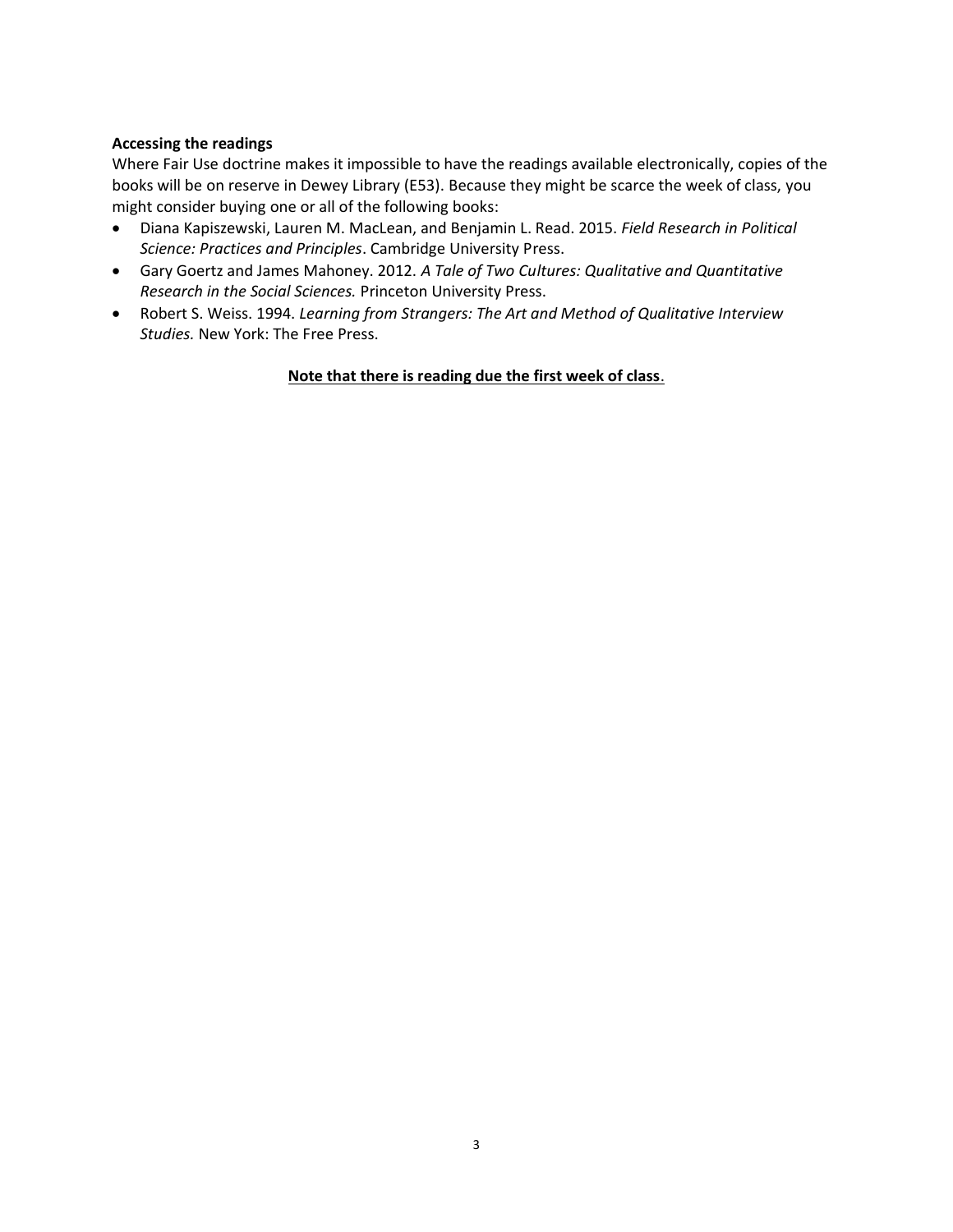**Accessing the readings**

Where Fair Use doctrine makes it impossible to have the readings available electronically, copies of the books will be on reserve in Dewey Library (E53). Because they might be scarce the week of class, you might consider buying one or all of the following books:

- Diana Kapiszewski, Lauren M. MacLean, and Benjamin L. Read. 2015. *Field Research in Political Science: Practices and Principles*. Cambridge University Press.
- Gary Goertz and James Mahoney. 2012. *A Tale of Two Cultures: Qualitative and Quantitative Research in the Social Sciences.* Princeton University Press.
- Robert S. Weiss. 1994. *Learning from Strangers: The Art and Method of Qualitative Interview Studies.* New York: The Free Press.

**<u>Note that there is reading due the first week of class</u>**.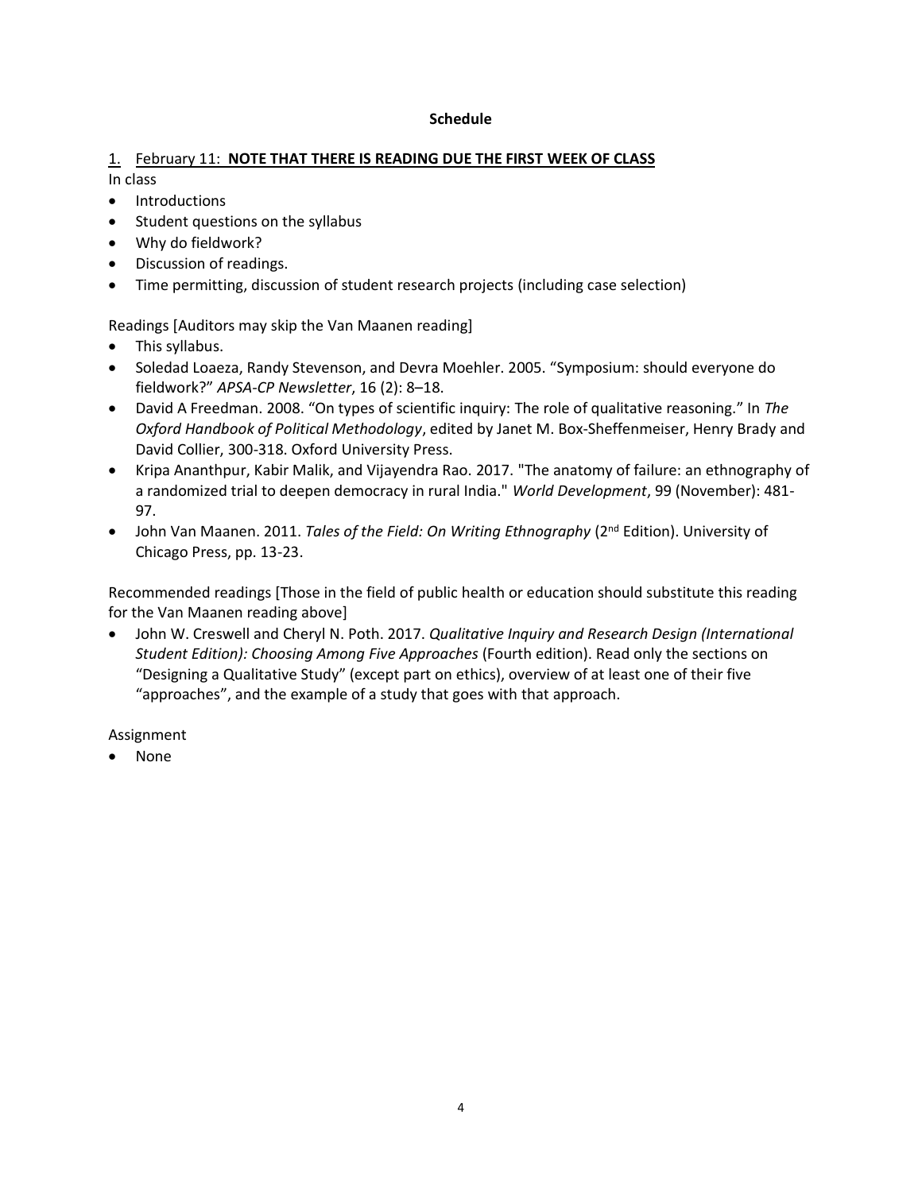## Schedule

1. February 11: **NOTE THAT THERE IS READING DUE THE FIRST WEEK OF CLASS**

In class

- Introductions
- Student questions on the syllabus
- Why do fieldwork?
- Discussion of readings.
- Time permitting, discussion of student research projects (including case selection)

Readings [Auditors may skip the Van Maanen reading]

- This syllabus.
- Soledad Loaeza, Randy Stevenson, and Devra Moehler. 2005. "Symposium: should everyone do fieldwork?" *APSA-CP Newsletter*, 16 (2): 8–18.
- David A Freedman. 2008. "On types of scientific inquiry: The role of qualitative reasoning." In *The Oxford Handbook of Political Methodology*, edited by Janet M. Box-Sheffenmeiser, Henry Brady and David Collier, 300-318. Oxford University Press.
- Kripa Ananthpur, Kabir Malik, and Vijayendra Rao. 2017. "The anatomy of failure: an ethnography of a randomized trial to deepen democracy in rural India." *World Development*, 99 (November): 481-97.
- John Van Maanen. 2011. *Tales of the Field: On Writing Ethnography* (2nd Edition). University of Chicago Press, pp. 13-23.

Recommended readings [Those in the field of public health or education should substitute this reading for the Van Maanen reading above]

- John W. Creswell and Cheryl N. Poth. 2017. *Qualitative Inquiry and Research Design (International Student Edition): Choosing Among Five Approaches* (Fourth edition). Read only the sections on "Designing a Qualitative Study" (except part on ethics), overview of at least one of their five "approaches", and the example of a study that goes with that approach.

Assignment

- None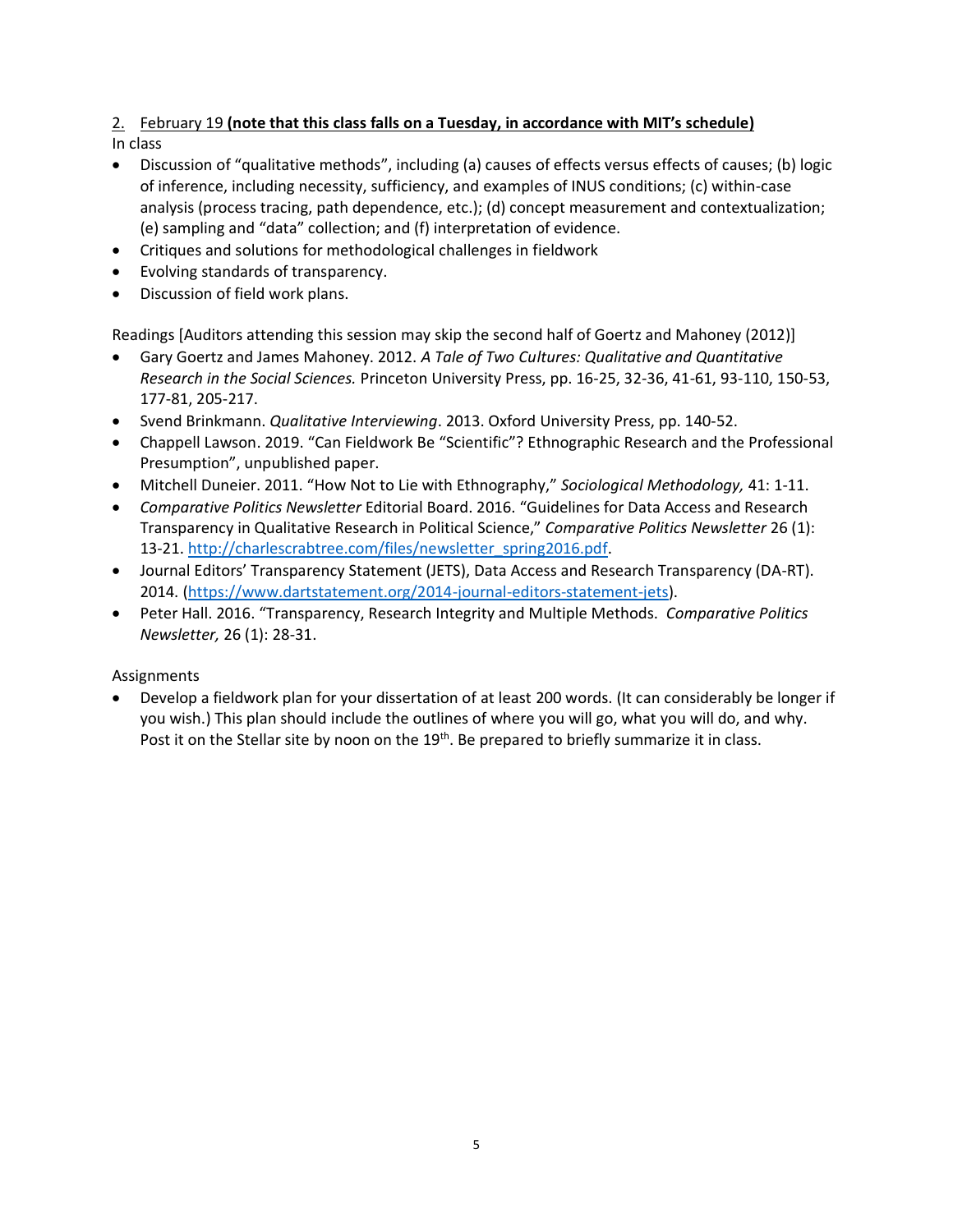2. February 19 **(note that this class falls on a Tuesday, in accordance with MIT's schedule)**

In class

- Discussion of "qualitative methods", including (a) causes of effects versus effects of causes; (b) logic of inference, including necessity, sufficiency, and examples of INUS conditions; (c) within-case analysis (process tracing, path dependence, etc.); (d) concept measurement and contextualization; (e) sampling and "data" collection; and (f) interpretation of evidence.
- Critiques and solutions for methodological challenges in fieldwork
- Evolving standards of transparency.
- Discussion of field work plans.

Readings [Auditors attending this session may skip the second half of Goertz and Mahoney (2012)]

- Gary Goertz and James Mahoney. 2012. *A Tale of Two Cultures: Qualitative and Quantitative Research in the Social Sciences.* Princeton University Press, pp. 16-25, 32-36, 41-61, 93-110, 150-53, 177-81, 205-217.
- Svend Brinkmann. *Qualitative Interviewing*. 2013. Oxford University Press, pp. 140-52.
- Chappell Lawson. 2019. "Can Fieldwork Be "Scientific"? Ethnographic Research and the Professional Presumption", unpublished paper.
- Mitchell Duneier. 2011. "How Not to Lie with Ethnography," *Sociological Methodology,* 41: 1-11.
- *Comparative Politics Newsletter* Editorial Board. 2016. "Guidelines for Data Access and Research Transparency in Qualitative Research in Political Science," *Comparative Politics Newsletter* 26 (1): 13-21. http://charlescrabtree.com/files/newsletter_spring2016.pdf.
- Journal Editors' Transparency Statement (JETS), Data Access and Research Transparency (DA-RT). 2014. (https://www.dartstatement.org/2014-journal-editors-statement-jets).
- Peter Hall. 2016. "Transparency, Research Integrity and Multiple Methods. *Comparative Politics Newsletter,* 26 (1): 28-31.

Assignments

- Develop a fieldwork plan for your dissertation of at least 200 words. (It can considerably be longer if you wish.) This plan should include the outlines of where you will go, what you will do, and why. Post it on the Stellar site by noon on the 19th. Be prepared to briefly summarize it in class.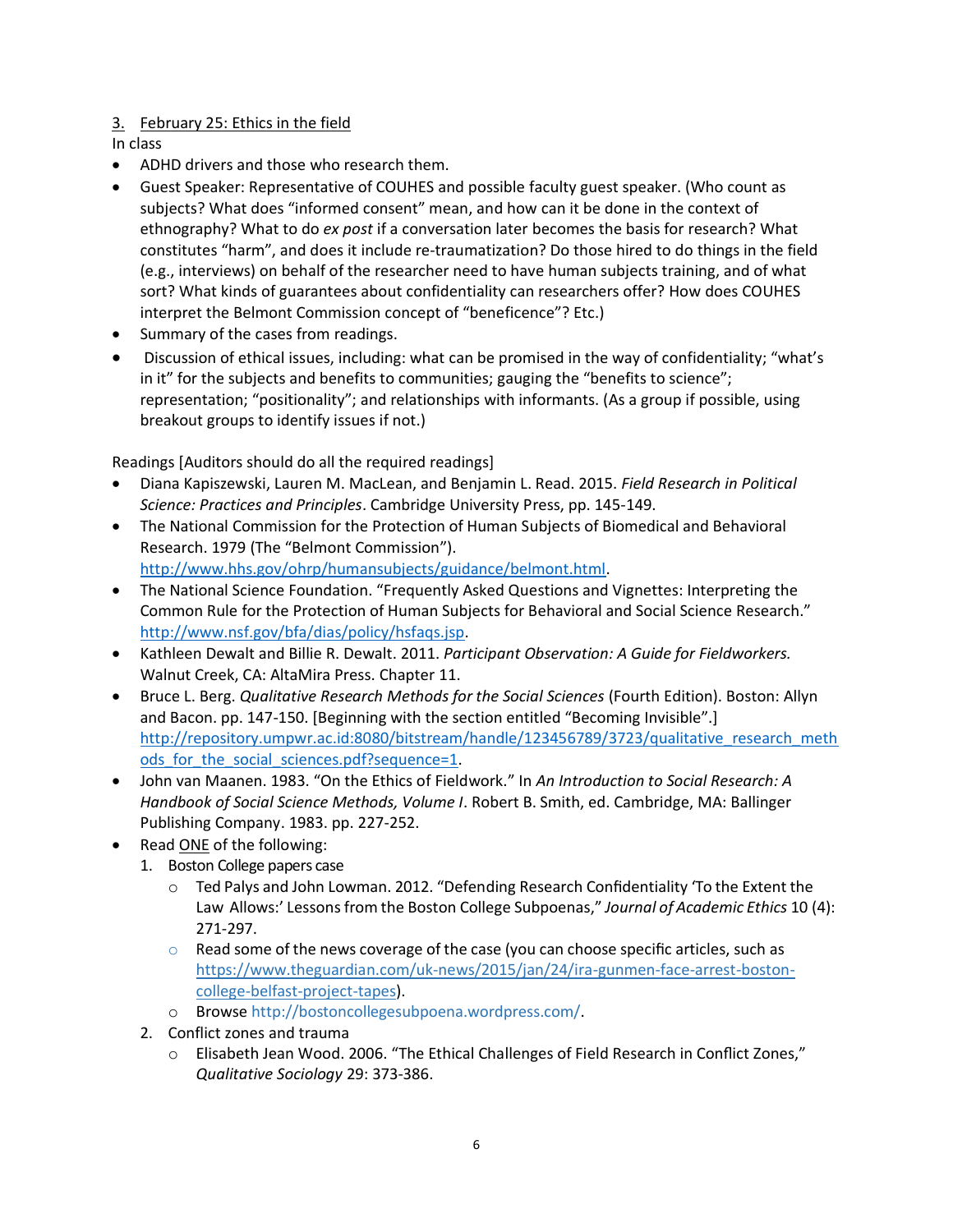3. <u>February 25: Ethics in the field</u>

In class

- ADHD drivers and those who research them.
- Guest Speaker: Representative of COUHES and possible faculty guest speaker. (Who count as subjects? What does "informed consent" mean, and how can it be done in the context of ethnography? What to do *ex post* if a conversation later becomes the basis for research? What constitutes "harm", and does it include re-traumatization? Do those hired to do things in the field (e.g., interviews) on behalf of the researcher need to have human subjects training, and of what sort? What kinds of guarantees about confidentiality can researchers offer? How does COUHES interpret the Belmont Commission concept of "beneficence"? Etc.)
- Summary of the cases from readings.
- Discussion of ethical issues, including: what can be promised in the way of confidentiality; "what's in it" for the subjects and benefits to communities; gauging the "benefits to science"; representation; "positionality"; and relationships with informants. (As a group if possible, using breakout groups to identify issues if not.)

Readings [Auditors should do all the required readings]

- Diana Kapiszewski, Lauren M. MacLean, and Benjamin L. Read. 2015. *Field Research in Political Science: Practices and Principles*. Cambridge University Press, pp. 145-149.
- The National Commission for the Protection of Human Subjects of Biomedical and Behavioral Research. 1979 (The "Belmont Commission"). http://www.hhs.gov/ohrp/humansubjects/guidance/belmont.html.
- The National Science Foundation. "Frequently Asked Questions and Vignettes: Interpreting the Common Rule for the Protection of Human Subjects for Behavioral and Social Science Research." http://www.nsf.gov/bfa/dias/policy/hsfaqs.jsp.
- Kathleen Dewalt and Billie R. Dewalt. 2011. *Participant Observation: A Guide for Fieldworkers.* Walnut Creek, CA: AltaMira Press. Chapter 11.
- Bruce L. Berg. *Qualitative Research Methods for the Social Sciences* (Fourth Edition). Boston: Allyn and Bacon. pp. 147-150. [Beginning with the section entitled "Becoming Invisible".] http://repository.umpwr.ac.id:8080/bitstream/handle/123456789/3723/qualitative_research_methods_for_the_social_sciences.pdf?sequence=1.
- John van Maanen. 1983. "On the Ethics of Fieldwork." In *An Introduction to Social Research: A Handbook of Social Science Methods, Volume I*. Robert B. Smith, ed. Cambridge, MA: Ballinger Publishing Company. 1983. pp. 227-252.
- Read <u>ONE</u> of the following:
  1. Boston College papers case
     - Ted Palys and John Lowman. 2012. "Defending Research Confidentiality 'To the Extent the Law Allows:' Lessons from the Boston College Subpoenas," *Journal of Academic Ethics* 10 (4): 271-297.
     - Read some of the news coverage of the case (you can choose specific articles, such as https://www.theguardian.com/uk-news/2015/jan/24/ira-gunmen-face-arrest-boston-college-belfast-project-tapes).
     - Browse http://bostoncollegesubpoena.wordpress.com/.
  2. Conflict zones and trauma
     - Elisabeth Jean Wood. 2006. "The Ethical Challenges of Field Research in Conflict Zones," *Qualitative Sociology* 29: 373-386.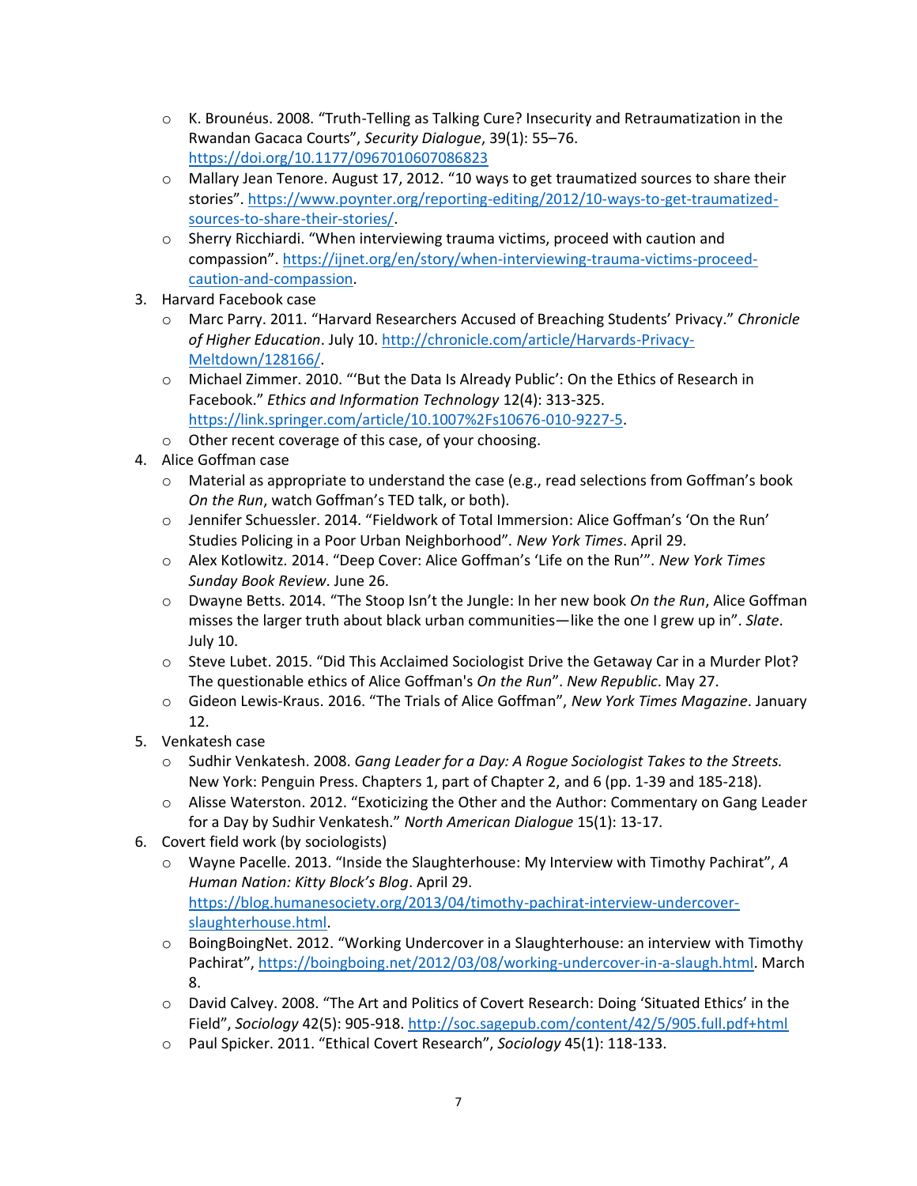- K. Brounéus. 2008. "Truth-Telling as Talking Cure? Insecurity and Retraumatization in the Rwandan Gacaca Courts", *Security Dialogue*, 39(1): 55–76. https://doi.org/10.1177/0967010607086823
  - Mallary Jean Tenore. August 17, 2012. "10 ways to get traumatized sources to share their stories". https://www.poynter.org/reporting-editing/2012/10-ways-to-get-traumatized-sources-to-share-their-stories/.
  - Sherry Ricchiardi. "When interviewing trauma victims, proceed with caution and compassion". https://ijnet.org/en/story/when-interviewing-trauma-victims-proceed-caution-and-compassion.

3. Harvard Facebook case
   - Marc Parry. 2011. "Harvard Researchers Accused of Breaching Students' Privacy." *Chronicle of Higher Education*. July 10. http://chronicle.com/article/Harvards-Privacy-Meltdown/128166/.
   - Michael Zimmer. 2010. "'But the Data Is Already Public': On the Ethics of Research in Facebook." *Ethics and Information Technology* 12(4): 313-325. https://link.springer.com/article/10.1007%2Fs10676-010-9227-5.
   - Other recent coverage of this case, of your choosing.
4. Alice Goffman case
   - Material as appropriate to understand the case (e.g., read selections from Goffman's book *On the Run*, watch Goffman's TED talk, or both).
   - Jennifer Schuessler. 2014. "Fieldwork of Total Immersion: Alice Goffman's 'On the Run' Studies Policing in a Poor Urban Neighborhood". *New York Times*. April 29.
   - Alex Kotlowitz. 2014. "Deep Cover: Alice Goffman's 'Life on the Run'". *New York Times Sunday Book Review*. June 26.
   - Dwayne Betts. 2014. "The Stoop Isn't the Jungle: In her new book *On the Run*, Alice Goffman misses the larger truth about black urban communities—like the one I grew up in". *Slate*. July 10.
   - Steve Lubet. 2015. "Did This Acclaimed Sociologist Drive the Getaway Car in a Murder Plot? The questionable ethics of Alice Goffman's *On the Run*". *New Republic*. May 27.
   - Gideon Lewis-Kraus. 2016. "The Trials of Alice Goffman", *New York Times Magazine*. January 12.
5. Venkatesh case
   - Sudhir Venkatesh. 2008. *Gang Leader for a Day: A Rogue Sociologist Takes to the Streets.* New York: Penguin Press. Chapters 1, part of Chapter 2, and 6 (pp. 1-39 and 185-218).
   - Alisse Waterston. 2012. "Exoticizing the Other and the Author: Commentary on Gang Leader for a Day by Sudhir Venkatesh." *North American Dialogue* 15(1): 13-17.
6. Covert field work (by sociologists)
   - Wayne Pacelle. 2013. "Inside the Slaughterhouse: My Interview with Timothy Pachirat", *A Human Nation: Kitty Block's Blog*. April 29. https://blog.humanesociety.org/2013/04/timothy-pachirat-interview-undercover-slaughterhouse.html.
   - BoingBoingNet. 2012. "Working Undercover in a Slaughterhouse: an interview with Timothy Pachirat", https://boingboing.net/2012/03/08/working-undercover-in-a-slaugh.html. March 8.
   - David Calvey. 2008. "The Art and Politics of Covert Research: Doing 'Situated Ethics' in the Field", *Sociology* 42(5): 905-918. http://soc.sagepub.com/content/42/5/905.full.pdf+html
   - Paul Spicker. 2011. "Ethical Covert Research", *Sociology* 45(1): 118-133.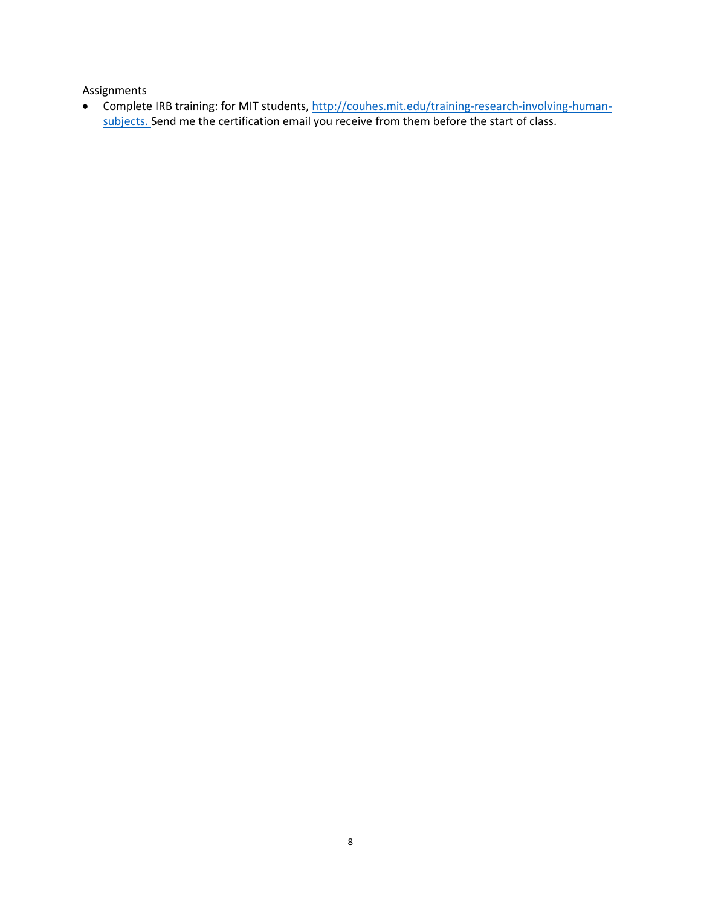Assignments

- Complete IRB training: for MIT students, [http://couhes.mit.edu/training-research-involving-human-subjects.](http://couhes.mit.edu/training-research-involving-human-subjects) Send me the certification email you receive from them before the start of class.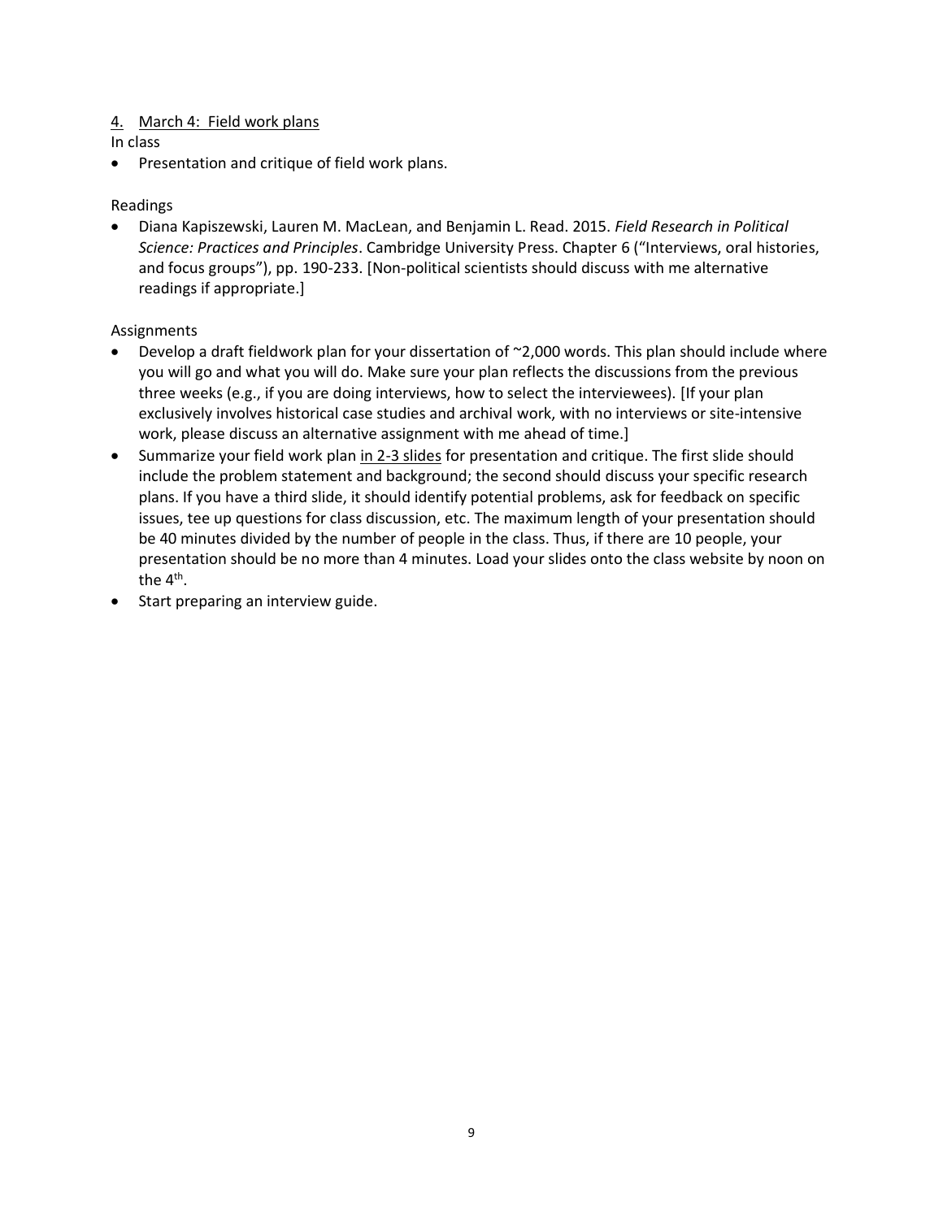## 4. March 4: Field work plans

In class

- Presentation and critique of field work plans.

Readings

- Diana Kapiszewski, Lauren M. MacLean, and Benjamin L. Read. 2015. *Field Research in Political Science: Practices and Principles*. Cambridge University Press. Chapter 6 ("Interviews, oral histories, and focus groups"), pp. 190-233. [Non-political scientists should discuss with me alternative readings if appropriate.]

Assignments

- Develop a draft fieldwork plan for your dissertation of ~2,000 words. This plan should include where you will go and what you will do. Make sure your plan reflects the discussions from the previous three weeks (e.g., if you are doing interviews, how to select the interviewees). [If your plan exclusively involves historical case studies and archival work, with no interviews or site-intensive work, please discuss an alternative assignment with me ahead of time.]
- Summarize your field work plan <u>in 2-3 slides</u> for presentation and critique. The first slide should include the problem statement and background; the second should discuss your specific research plans. If you have a third slide, it should identify potential problems, ask for feedback on specific issues, tee up questions for class discussion, etc. The maximum length of your presentation should be 40 minutes divided by the number of people in the class. Thus, if there are 10 people, your presentation should be no more than 4 minutes. Load your slides onto the class website by noon on the 4th.
- Start preparing an interview guide.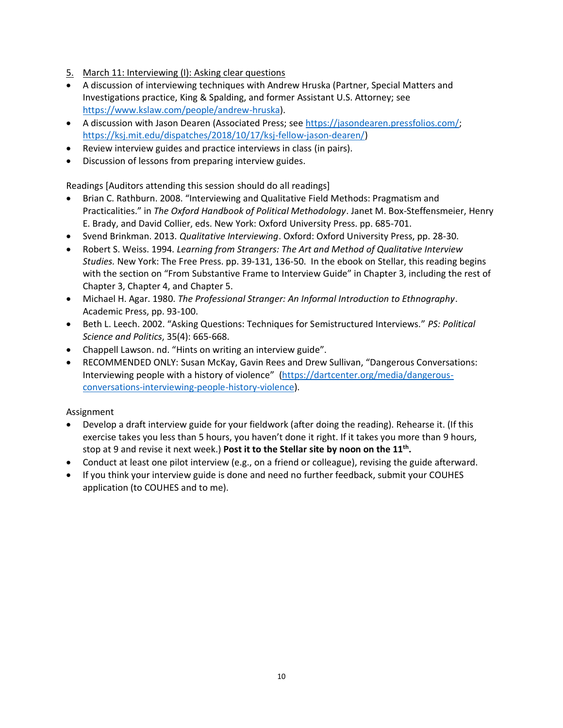5. March 11: Interviewing (I): Asking clear questions

- A discussion of interviewing techniques with Andrew Hruska (Partner, Special Matters and Investigations practice, King & Spalding, and former Assistant U.S. Attorney; see https://www.kslaw.com/people/andrew-hruska).
- A discussion with Jason Dearen (Associated Press; see https://jasondearen.pressfolios.com/; https://ksj.mit.edu/dispatches/2018/10/17/ksj-fellow-jason-dearen/)
- Review interview guides and practice interviews in class (in pairs).
- Discussion of lessons from preparing interview guides.

Readings [Auditors attending this session should do all readings]

- Brian C. Rathburn. 2008. "Interviewing and Qualitative Field Methods: Pragmatism and Practicalities." in *The Oxford Handbook of Political Methodology*. Janet M. Box-Steffensmeier, Henry E. Brady, and David Collier, eds. New York: Oxford University Press. pp. 685-701.
- Svend Brinkman. 2013. *Qualitative Interviewing*. Oxford: Oxford University Press, pp. 28-30.
- Robert S. Weiss. 1994. *Learning from Strangers: The Art and Method of Qualitative Interview Studies.* New York: The Free Press. pp. 39-131, 136-50. In the ebook on Stellar, this reading begins with the section on "From Substantive Frame to Interview Guide" in Chapter 3, including the rest of Chapter 3, Chapter 4, and Chapter 5.
- Michael H. Agar. 1980. *The Professional Stranger: An Informal Introduction to Ethnography*. Academic Press, pp. 93-100.
- Beth L. Leech. 2002. "Asking Questions: Techniques for Semistructured Interviews." *PS: Political Science and Politics*, 35(4): 665-668.
- Chappell Lawson. nd. "Hints on writing an interview guide".
- RECOMMENDED ONLY: Susan McKay, Gavin Rees and Drew Sullivan, "Dangerous Conversations: Interviewing people with a history of violence" (https://dartcenter.org/media/dangerous-conversations-interviewing-people-history-violence).

Assignment

- Develop a draft interview guide for your fieldwork (after doing the reading). Rehearse it. (If this exercise takes you less than 5 hours, you haven't done it right. If it takes you more than 9 hours, stop at 9 and revise it next week.) **Post it to the Stellar site by noon on the 11th.**
- Conduct at least one pilot interview (e.g., on a friend or colleague), revising the guide afterward.
- If you think your interview guide is done and need no further feedback, submit your COUHES application (to COUHES and to me).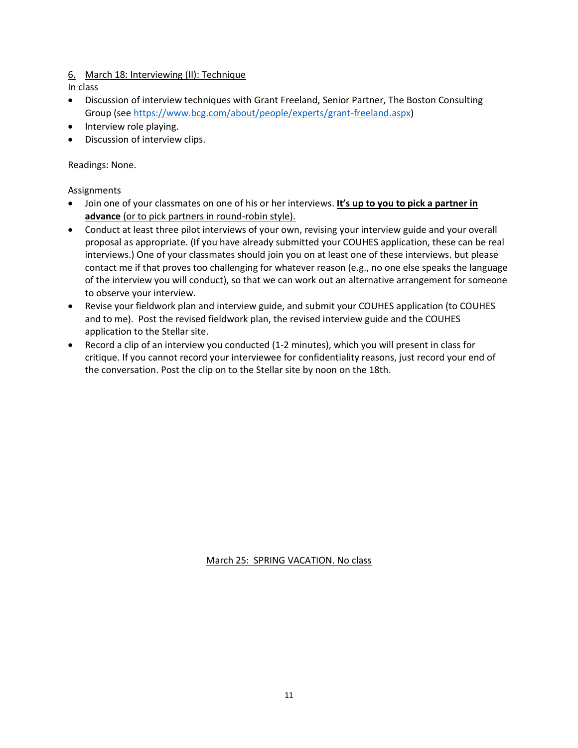## 6. March 18: Interviewing (II): Technique

In class

- Discussion of interview techniques with Grant Freeland, Senior Partner, The Boston Consulting Group (see https://www.bcg.com/about/people/experts/grant-freeland.aspx)
- Interview role playing.
- Discussion of interview clips.

Readings: None.

Assignments

- Join one of your classmates on one of his or her interviews. **It's up to you to pick a partner in advance** (or to pick partners in round-robin style).
- Conduct at least three pilot interviews of your own, revising your interview guide and your overall proposal as appropriate. (If you have already submitted your COUHES application, these can be real interviews.) One of your classmates should join you on at least one of these interviews. but please contact me if that proves too challenging for whatever reason (e.g., no one else speaks the language of the interview you will conduct), so that we can work out an alternative arrangement for someone to observe your interview.
- Revise your fieldwork plan and interview guide, and submit your COUHES application (to COUHES and to me). Post the revised fieldwork plan, the revised interview guide and the COUHES application to the Stellar site.
- Record a clip of an interview you conducted (1-2 minutes), which you will present in class for critique. If you cannot record your interviewee for confidentiality reasons, just record your end of the conversation. Post the clip on to the Stellar site by noon on the 18th.

March 25: SPRING VACATION. No class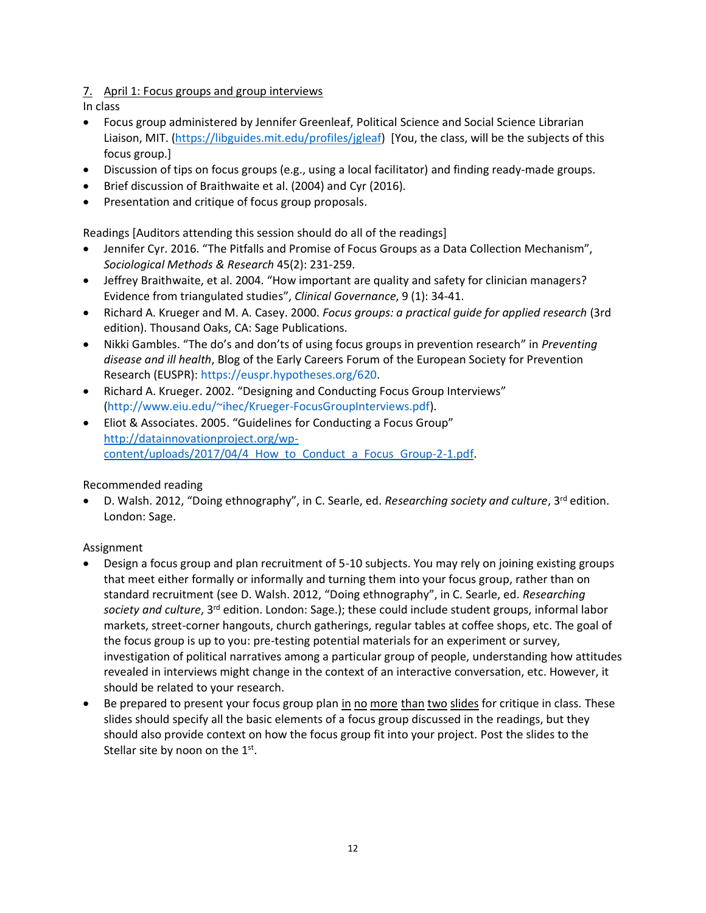## 7. April 1: Focus groups and group interviews

In class

- Focus group administered by Jennifer Greenleaf, Political Science and Social Science Librarian Liaison, MIT. (https://libguides.mit.edu/profiles/jgleaf) [You, the class, will be the subjects of this focus group.]
- Discussion of tips on focus groups (e.g., using a local facilitator) and finding ready-made groups.
- Brief discussion of Braithwaite et al. (2004) and Cyr (2016).
- Presentation and critique of focus group proposals.

Readings [Auditors attending this session should do all of the readings]

- Jennifer Cyr. 2016. "The Pitfalls and Promise of Focus Groups as a Data Collection Mechanism", *Sociological Methods & Research* 45(2): 231-259.
- Jeffrey Braithwaite, et al. 2004. "How important are quality and safety for clinician managers? Evidence from triangulated studies", *Clinical Governance*, 9 (1): 34-41.
- Richard A. Krueger and M. A. Casey. 2000. *Focus groups: a practical guide for applied research* (3rd edition). Thousand Oaks, CA: Sage Publications.
- Nikki Gambles. "The do's and don'ts of using focus groups in prevention research" in *Preventing disease and ill health*, Blog of the Early Careers Forum of the European Society for Prevention Research (EUSPR): https://euspr.hypotheses.org/620.
- Richard A. Krueger. 2002. "Designing and Conducting Focus Group Interviews" (http://www.eiu.edu/~ihec/Krueger-FocusGroupInterviews.pdf).
- Eliot & Associates. 2005. "Guidelines for Conducting a Focus Group" http://datainnovationproject.org/wp-content/uploads/2017/04/4_How_to_Conduct_a_Focus_Group-2-1.pdf.

Recommended reading

- D. Walsh. 2012, "Doing ethnography", in C. Searle, ed. *Researching society and culture*, 3rd edition. London: Sage.

Assignment

- Design a focus group and plan recruitment of 5-10 subjects. You may rely on joining existing groups that meet either formally or informally and turning them into your focus group, rather than on standard recruitment (see D. Walsh. 2012, "Doing ethnography", in C. Searle, ed. *Researching society and culture*, 3rd edition. London: Sage.); these could include student groups, informal labor markets, street-corner hangouts, church gatherings, regular tables at coffee shops, etc. The goal of the focus group is up to you: pre-testing potential materials for an experiment or survey, investigation of political narratives among a particular group of people, understanding how attitudes revealed in interviews might change in the context of an interactive conversation, etc. However, it should be related to your research.
- Be prepared to present your focus group plan <u>in no more than two slides</u> for critique in class. These slides should specify all the basic elements of a focus group discussed in the readings, but they should also provide context on how the focus group fit into your project. Post the slides to the Stellar site by noon on the 1st.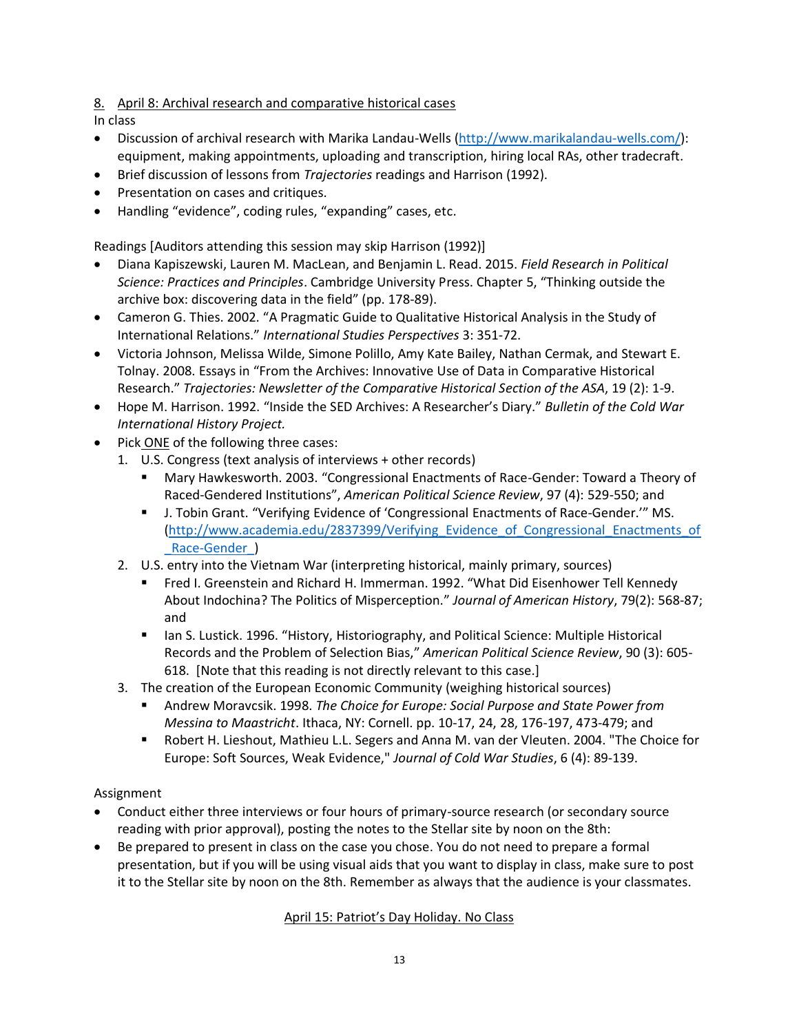## 8. April 8: Archival research and comparative historical cases

In class

- Discussion of archival research with Marika Landau-Wells (http://www.marikalandau-wells.com/): equipment, making appointments, uploading and transcription, hiring local RAs, other tradecraft.
- Brief discussion of lessons from *Trajectories* readings and Harrison (1992).
- Presentation on cases and critiques.
- Handling "evidence", coding rules, "expanding" cases, etc.

Readings [Auditors attending this session may skip Harrison (1992)]

- Diana Kapiszewski, Lauren M. MacLean, and Benjamin L. Read. 2015. *Field Research in Political Science: Practices and Principles*. Cambridge University Press. Chapter 5, "Thinking outside the archive box: discovering data in the field" (pp. 178-89).
- Cameron G. Thies. 2002. "A Pragmatic Guide to Qualitative Historical Analysis in the Study of International Relations." *International Studies Perspectives* 3: 351-72.
- Victoria Johnson, Melissa Wilde, Simone Polillo, Amy Kate Bailey, Nathan Cermak, and Stewart E. Tolnay. 2008. Essays in "From the Archives: Innovative Use of Data in Comparative Historical Research." *Trajectories: Newsletter of the Comparative Historical Section of the ASA*, 19 (2): 1-9.
- Hope M. Harrison. 1992. "Inside the SED Archives: A Researcher's Diary." *Bulletin of the Cold War International History Project.*
- Pick ONE of the following three cases:
  1. U.S. Congress (text analysis of interviews + other records)
     - Mary Hawkesworth. 2003. "Congressional Enactments of Race-Gender: Toward a Theory of Raced-Gendered Institutions", *American Political Science Review*, 97 (4): 529-550; and
     - J. Tobin Grant. "Verifying Evidence of 'Congressional Enactments of Race-Gender.'" MS. (http://www.academia.edu/2837399/Verifying_Evidence_of_Congressional_Enactments_of_Race-Gender_)
  2. U.S. entry into the Vietnam War (interpreting historical, mainly primary, sources)
     - Fred I. Greenstein and Richard H. Immerman. 1992. "What Did Eisenhower Tell Kennedy About Indochina? The Politics of Misperception." *Journal of American History*, 79(2): 568-87; and
     - Ian S. Lustick. 1996. "History, Historiography, and Political Science: Multiple Historical Records and the Problem of Selection Bias," *American Political Science Review*, 90 (3): 605-618. [Note that this reading is not directly relevant to this case.]
  3. The creation of the European Economic Community (weighing historical sources)
     - Andrew Moravcsik. 1998. *The Choice for Europe: Social Purpose and State Power from Messina to Maastricht*. Ithaca, NY: Cornell. pp. 10-17, 24, 28, 176-197, 473-479; and
     - Robert H. Lieshout, Mathieu L.L. Segers and Anna M. van der Vleuten. 2004. "The Choice for Europe: Soft Sources, Weak Evidence," *Journal of Cold War Studies*, 6 (4): 89-139.

Assignment

- Conduct either three interviews or four hours of primary-source research (or secondary source reading with prior approval), posting the notes to the Stellar site by noon on the 8th:
- Be prepared to present in class on the case you chose. You do not need to prepare a formal presentation, but if you will be using visual aids that you want to display in class, make sure to post it to the Stellar site by noon on the 8th. Remember as always that the audience is your classmates.

April 15: Patriot's Day Holiday. No Class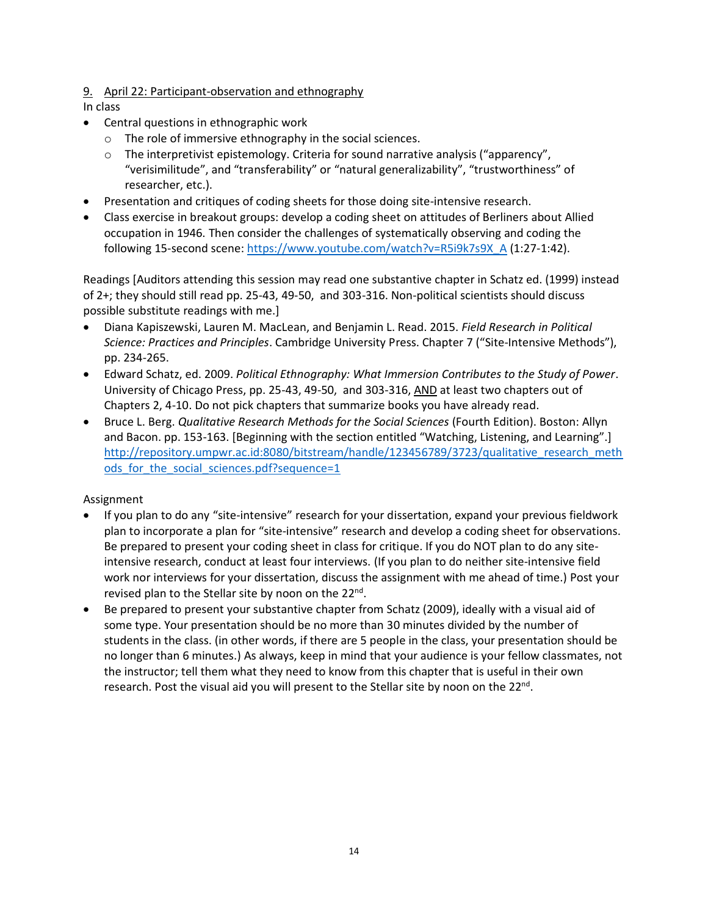9. April 22: Participant-observation and ethnography

In class

- Central questions in ethnographic work
  - The role of immersive ethnography in the social sciences.
  - The interpretivist epistemology. Criteria for sound narrative analysis ("apparency", "verisimilitude", and "transferability" or "natural generalizability", "trustworthiness" of researcher, etc.).
- Presentation and critiques of coding sheets for those doing site-intensive research.
- Class exercise in breakout groups: develop a coding sheet on attitudes of Berliners about Allied occupation in 1946. Then consider the challenges of systematically observing and coding the following 15-second scene: https://www.youtube.com/watch?v=R5i9k7s9X_A (1:27-1:42).

Readings [Auditors attending this session may read one substantive chapter in Schatz ed. (1999) instead of 2+; they should still read pp. 25-43, 49-50, and 303-316. Non-political scientists should discuss possible substitute readings with me.]

- Diana Kapiszewski, Lauren M. MacLean, and Benjamin L. Read. 2015. *Field Research in Political Science: Practices and Principles*. Cambridge University Press. Chapter 7 ("Site-Intensive Methods"), pp. 234-265.
- Edward Schatz, ed. 2009. *Political Ethnography: What Immersion Contributes to the Study of Power*. University of Chicago Press, pp. 25-43, 49-50, and 303-316, AND at least two chapters out of Chapters 2, 4-10. Do not pick chapters that summarize books you have already read.
- Bruce L. Berg. *Qualitative Research Methods for the Social Sciences* (Fourth Edition). Boston: Allyn and Bacon. pp. 153-163. [Beginning with the section entitled "Watching, Listening, and Learning".] http://repository.umpwr.ac.id:8080/bitstream/handle/123456789/3723/qualitative_research_methods_for_the_social_sciences.pdf?sequence=1

Assignment

- If you plan to do any "site-intensive" research for your dissertation, expand your previous fieldwork plan to incorporate a plan for "site-intensive" research and develop a coding sheet for observations. Be prepared to present your coding sheet in class for critique. If you do NOT plan to do any site-intensive research, conduct at least four interviews. (If you plan to do neither site-intensive field work nor interviews for your dissertation, discuss the assignment with me ahead of time.) Post your revised plan to the Stellar site by noon on the 22nd.
- Be prepared to present your substantive chapter from Schatz (2009), ideally with a visual aid of some type. Your presentation should be no more than 30 minutes divided by the number of students in the class. (in other words, if there are 5 people in the class, your presentation should be no longer than 6 minutes.) As always, keep in mind that your audience is your fellow classmates, not the instructor; tell them what they need to know from this chapter that is useful in their own research. Post the visual aid you will present to the Stellar site by noon on the 22nd.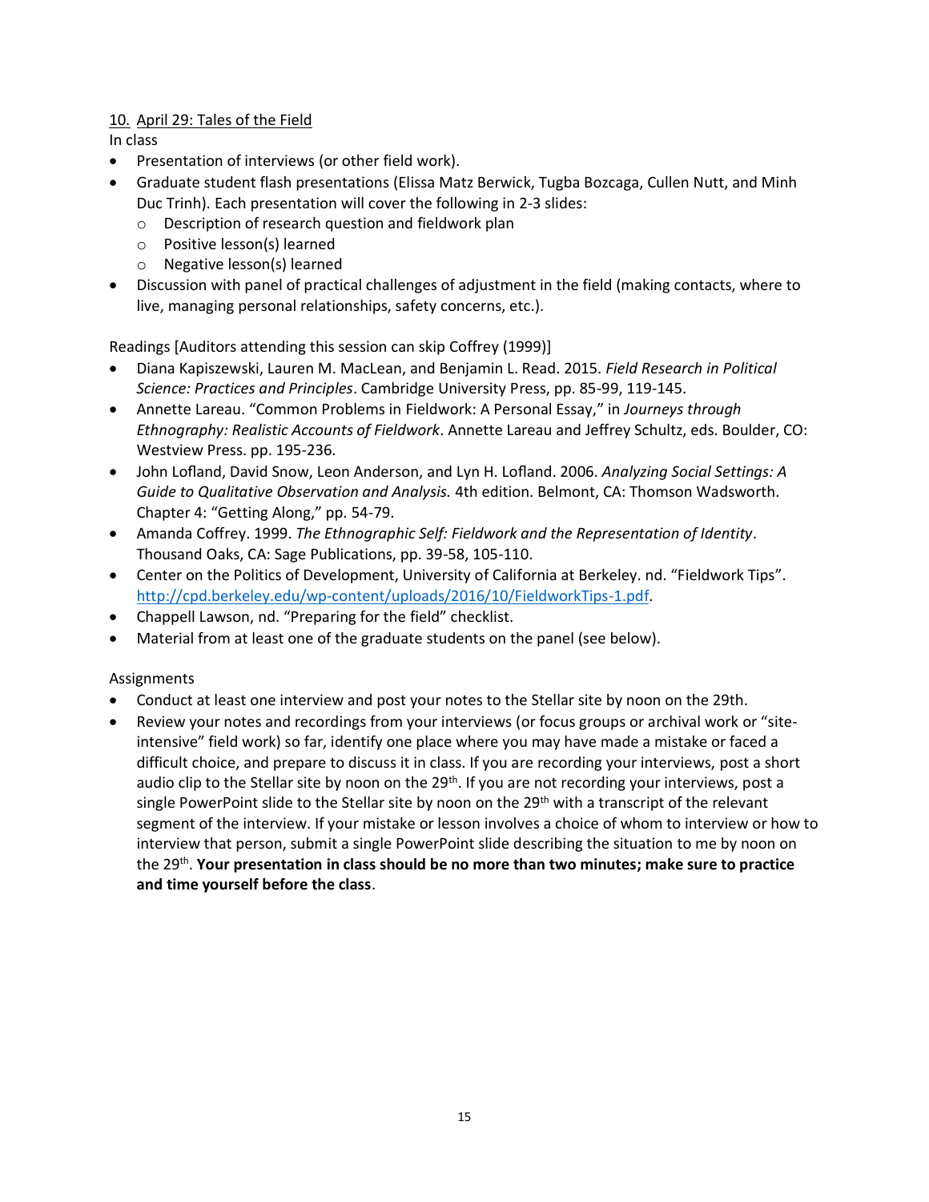## 10. April 29: Tales of the Field

In class

- Presentation of interviews (or other field work).
- Graduate student flash presentations (Elissa Matz Berwick, Tugba Bozcaga, Cullen Nutt, and Minh Duc Trinh). Each presentation will cover the following in 2-3 slides:
  - Description of research question and fieldwork plan
  - Positive lesson(s) learned
  - Negative lesson(s) learned
- Discussion with panel of practical challenges of adjustment in the field (making contacts, where to live, managing personal relationships, safety concerns, etc.).

Readings [Auditors attending this session can skip Coffrey (1999)]

- Diana Kapiszewski, Lauren M. MacLean, and Benjamin L. Read. 2015. *Field Research in Political Science: Practices and Principles*. Cambridge University Press, pp. 85-99, 119-145.
- Annette Lareau. "Common Problems in Fieldwork: A Personal Essay," in *Journeys through Ethnography: Realistic Accounts of Fieldwork*. Annette Lareau and Jeffrey Schultz, eds. Boulder, CO: Westview Press. pp. 195-236.
- John Lofland, David Snow, Leon Anderson, and Lyn H. Lofland. 2006. *Analyzing Social Settings: A Guide to Qualitative Observation and Analysis.* 4th edition. Belmont, CA: Thomson Wadsworth. Chapter 4: "Getting Along," pp. 54-79.
- Amanda Coffrey. 1999. *The Ethnographic Self: Fieldwork and the Representation of Identity*. Thousand Oaks, CA: Sage Publications, pp. 39-58, 105-110.
- Center on the Politics of Development, University of California at Berkeley. nd. "Fieldwork Tips". http://cpd.berkeley.edu/wp-content/uploads/2016/10/FieldworkTips-1.pdf.
- Chappell Lawson, nd. "Preparing for the field" checklist.
- Material from at least one of the graduate students on the panel (see below).

Assignments

- Conduct at least one interview and post your notes to the Stellar site by noon on the 29th.
- Review your notes and recordings from your interviews (or focus groups or archival work or "site-intensive" field work) so far, identify one place where you may have made a mistake or faced a difficult choice, and prepare to discuss it in class. If you are recording your interviews, post a short audio clip to the Stellar site by noon on the 29th. If you are not recording your interviews, post a single PowerPoint slide to the Stellar site by noon on the 29th with a transcript of the relevant segment of the interview. If your mistake or lesson involves a choice of whom to interview or how to interview that person, submit a single PowerPoint slide describing the situation to me by noon on the 29th. **Your presentation in class should be no more than two minutes; make sure to practice and time yourself before the class**.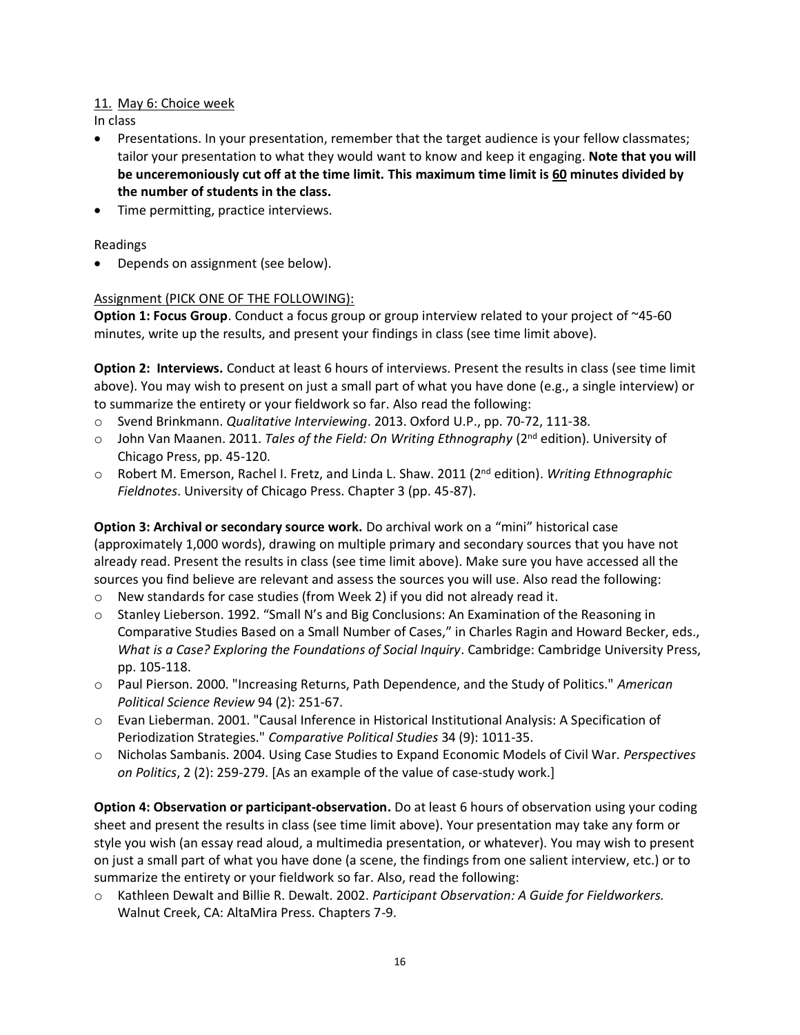11. <u>May 6: Choice week</u>

In class

- Presentations. In your presentation, remember that the target audience is your fellow classmates; tailor your presentation to what they would want to know and keep it engaging. **Note that you will be unceremoniously cut off at the time limit. This maximum time limit is <u>60</u> minutes divided by the number of students in the class.**
- Time permitting, practice interviews.

Readings

- Depends on assignment (see below).

<u>Assignment (PICK ONE OF THE FOLLOWING):</u>

**Option 1: Focus Group**. Conduct a focus group or group interview related to your project of ~45-60 minutes, write up the results, and present your findings in class (see time limit above).

**Option 2: Interviews.** Conduct at least 6 hours of interviews. Present the results in class (see time limit above). You may wish to present on just a small part of what you have done (e.g., a single interview) or to summarize the entirety or your fieldwork so far. Also read the following:

- Svend Brinkmann. *Qualitative Interviewing*. 2013. Oxford U.P., pp. 70-72, 111-38.
- John Van Maanen. 2011. *Tales of the Field: On Writing Ethnography* (2nd edition). University of Chicago Press, pp. 45-120.
- Robert M. Emerson, Rachel I. Fretz, and Linda L. Shaw. 2011 (2nd edition). *Writing Ethnographic Fieldnotes*. University of Chicago Press. Chapter 3 (pp. 45-87).

**Option 3: Archival or secondary source work.** Do archival work on a "mini" historical case (approximately 1,000 words), drawing on multiple primary and secondary sources that you have not already read. Present the results in class (see time limit above). Make sure you have accessed all the sources you find believe are relevant and assess the sources you will use. Also read the following:

- New standards for case studies (from Week 2) if you did not already read it.
- Stanley Lieberson. 1992. "Small N's and Big Conclusions: An Examination of the Reasoning in Comparative Studies Based on a Small Number of Cases," in Charles Ragin and Howard Becker, eds., *What is a Case? Exploring the Foundations of Social Inquiry*. Cambridge: Cambridge University Press, pp. 105-118.
- Paul Pierson. 2000. "Increasing Returns, Path Dependence, and the Study of Politics." *American Political Science Review* 94 (2): 251-67.
- Evan Lieberman. 2001. "Causal Inference in Historical Institutional Analysis: A Specification of Periodization Strategies." *Comparative Political Studies* 34 (9): 1011-35.
- Nicholas Sambanis. 2004. Using Case Studies to Expand Economic Models of Civil War. *Perspectives on Politics*, 2 (2): 259-279. [As an example of the value of case-study work.]

**Option 4: Observation or participant-observation.** Do at least 6 hours of observation using your coding sheet and present the results in class (see time limit above). Your presentation may take any form or style you wish (an essay read aloud, a multimedia presentation, or whatever). You may wish to present on just a small part of what you have done (a scene, the findings from one salient interview, etc.) or to summarize the entirety or your fieldwork so far. Also, read the following:

- Kathleen Dewalt and Billie R. Dewalt. 2002. *Participant Observation: A Guide for Fieldworkers.* Walnut Creek, CA: AltaMira Press. Chapters 7-9.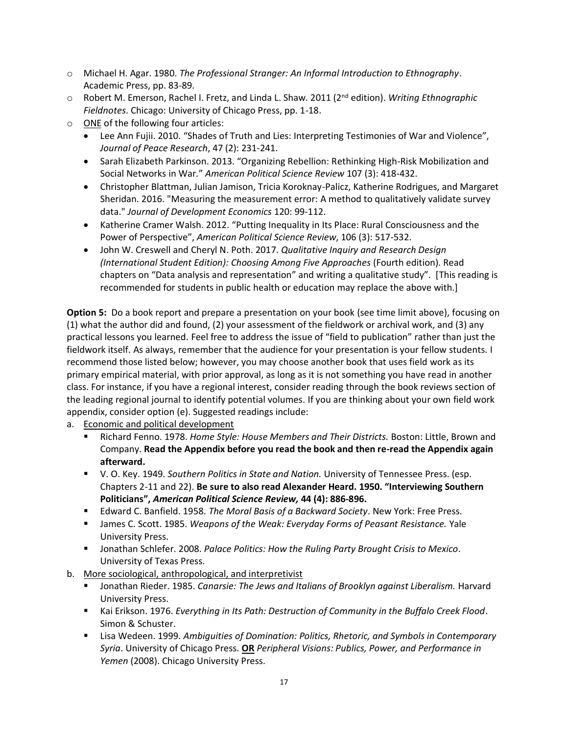- Michael H. Agar. 1980. *The Professional Stranger: An Informal Introduction to Ethnography*. Academic Press, pp. 83-89.
- Robert M. Emerson, Rachel I. Fretz, and Linda L. Shaw. 2011 (2nd edition). *Writing Ethnographic Fieldnotes*. Chicago: University of Chicago Press, pp. 1-18.
- ONE of the following four articles:
  - Lee Ann Fujii. 2010. "Shades of Truth and Lies: Interpreting Testimonies of War and Violence", *Journal of Peace Research*, 47 (2): 231-241.
  - Sarah Elizabeth Parkinson. 2013. "Organizing Rebellion: Rethinking High-Risk Mobilization and Social Networks in War." *American Political Science Review* 107 (3): 418-432.
  - Christopher Blattman, Julian Jamison, Tricia Koroknay-Palicz, Katherine Rodrigues, and Margaret Sheridan. 2016. "Measuring the measurement error: A method to qualitatively validate survey data." *Journal of Development Economics* 120: 99-112.
  - Katherine Cramer Walsh. 2012. "Putting Inequality in Its Place: Rural Consciousness and the Power of Perspective", *American Political Science Review*, 106 (3): 517-532.
  - John W. Creswell and Cheryl N. Poth. 2017. *Qualitative Inquiry and Research Design (International Student Edition): Choosing Among Five Approaches* (Fourth edition). Read chapters on "Data analysis and representation" and writing a qualitative study". [This reading is recommended for students in public health or education may replace the above with.]

**Option 5:** Do a book report and prepare a presentation on your book (see time limit above), focusing on (1) what the author did and found, (2) your assessment of the fieldwork or archival work, and (3) any practical lessons you learned. Feel free to address the issue of "field to publication" rather than just the fieldwork itself. As always, remember that the audience for your presentation is your fellow students. I recommend those listed below; however, you may choose another book that uses field work as its primary empirical material, with prior approval, as long as it is not something you have read in another class. For instance, if you have a regional interest, consider reading through the book reviews section of the leading regional journal to identify potential volumes. If you are thinking about your own field work appendix, consider option (e). Suggested readings include:

a. Economic and political development
   - Richard Fenno. 1978. *Home Style: House Members and Their Districts.* Boston: Little, Brown and Company. **Read the Appendix before you read the book and then re-read the Appendix again afterward.**
   - V. O. Key. 1949. *Southern Politics in State and Nation.* University of Tennessee Press. (esp. Chapters 2-11 and 22). **Be sure to also read Alexander Heard. 1950. "Interviewing Southern Politicians", *American Political Science Review,* 44 (4): 886-896.**
   - Edward C. Banfield. 1958. *The Moral Basis of a Backward Society*. New York: Free Press.
   - James C. Scott. 1985. *Weapons of the Weak: Everyday Forms of Peasant Resistance.* Yale University Press.
   - Jonathan Schlefer. 2008. *Palace Politics: How the Ruling Party Brought Crisis to Mexico*. University of Texas Press.

b. More sociological, anthropological, and interpretivist
   - Jonathan Rieder. 1985. *Canarsie: The Jews and Italians of Brooklyn against Liberalism.* Harvard University Press.
   - Kai Erikson. 1976. *Everything in Its Path: Destruction of Community in the Buffalo Creek Flood*. Simon & Schuster.
   - Lisa Wedeen. 1999. *Ambiguities of Domination: Politics, Rhetoric, and Symbols in Contemporary Syria*. University of Chicago Press. **OR** *Peripheral Visions: Publics, Power, and Performance in Yemen* (2008). Chicago University Press.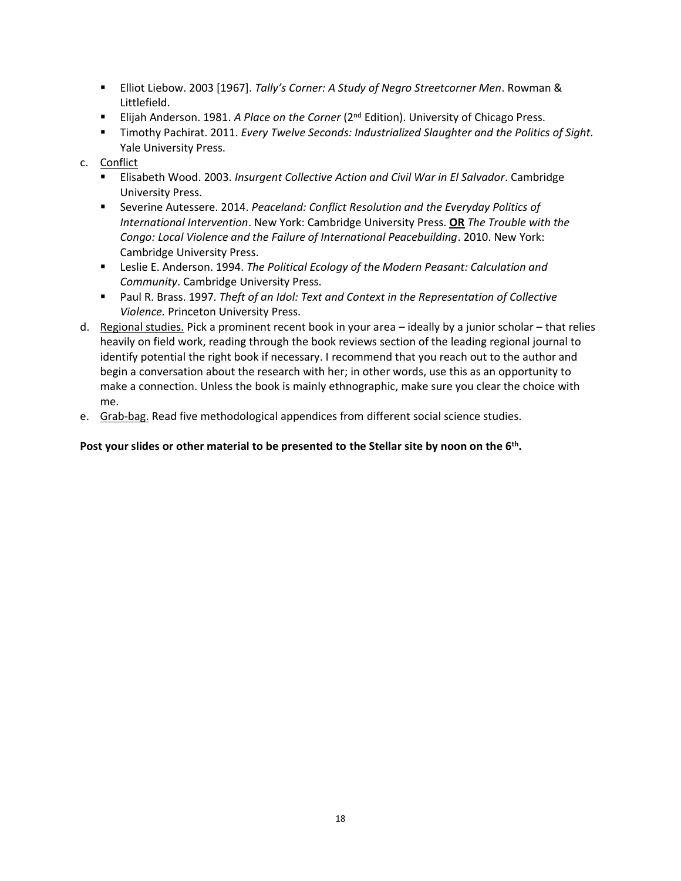- Elliot Liebow. 2003 [1967]. *Tally's Corner: A Study of Negro Streetcorner Men*. Rowman & Littlefield.
- Elijah Anderson. 1981. *A Place on the Corner* (2nd Edition). University of Chicago Press.
- Timothy Pachirat. 2011. *Every Twelve Seconds: Industrialized Slaughter and the Politics of Sight.* Yale University Press.

c. Conflict

- Elisabeth Wood. 2003. *Insurgent Collective Action and Civil War in El Salvador*. Cambridge University Press.
- Severine Autessere. 2014. *Peaceland: Conflict Resolution and the Everyday Politics of International Intervention*. New York: Cambridge University Press. **OR** *The Trouble with the Congo: Local Violence and the Failure of International Peacebuilding*. 2010. New York: Cambridge University Press.
- Leslie E. Anderson. 1994. *The Political Ecology of the Modern Peasant: Calculation and Community*. Cambridge University Press.
- Paul R. Brass. 1997. *Theft of an Idol: Text and Context in the Representation of Collective Violence.* Princeton University Press.

d. Regional studies. Pick a prominent recent book in your area – ideally by a junior scholar – that relies heavily on field work, reading through the book reviews section of the leading regional journal to identify potential the right book if necessary. I recommend that you reach out to the author and begin a conversation about the research with her; in other words, use this as an opportunity to make a connection. Unless the book is mainly ethnographic, make sure you clear the choice with me.

e. Grab-bag. Read five methodological appendices from different social science studies.

**Post your slides or other material to be presented to the Stellar site by noon on the 6th.**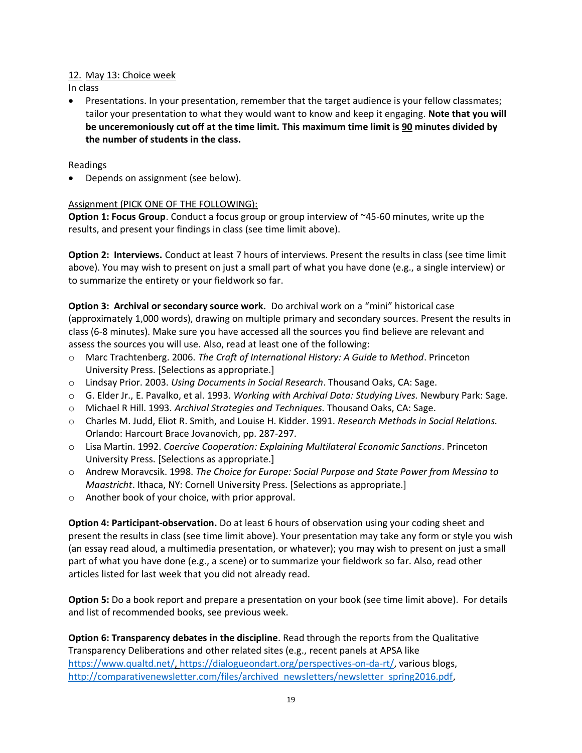12. <u>May 13: Choice week</u>

In class

- Presentations. In your presentation, remember that the target audience is your fellow classmates; tailor your presentation to what they would want to know and keep it engaging. **Note that you will be unceremoniously cut off at the time limit. This maximum time limit is <u>90</u> minutes divided by the number of students in the class.**

Readings

- Depends on assignment (see below).

<u>Assignment (PICK ONE OF THE FOLLOWING):</u>

**Option 1: Focus Group**. Conduct a focus group or group interview of ~45-60 minutes, write up the results, and present your findings in class (see time limit above).

**Option 2: Interviews.** Conduct at least 7 hours of interviews. Present the results in class (see time limit above). You may wish to present on just a small part of what you have done (e.g., a single interview) or to summarize the entirety or your fieldwork so far.

**Option 3: Archival or secondary source work.** Do archival work on a "mini" historical case (approximately 1,000 words), drawing on multiple primary and secondary sources. Present the results in class (6-8 minutes). Make sure you have accessed all the sources you find believe are relevant and assess the sources you will use. Also, read at least one of the following:

- Marc Trachtenberg. 2006. *The Craft of International History: A Guide to Method*. Princeton University Press. [Selections as appropriate.]
- Lindsay Prior. 2003. *Using Documents in Social Research*. Thousand Oaks, CA: Sage.
- G. Elder Jr., E. Pavalko, et al. 1993. *Working with Archival Data: Studying Lives.* Newbury Park: Sage.
- Michael R Hill. 1993. *Archival Strategies and Techniques.* Thousand Oaks, CA: Sage.
- Charles M. Judd, Eliot R. Smith, and Louise H. Kidder. 1991. *Research Methods in Social Relations.* Orlando: Harcourt Brace Jovanovich, pp. 287-297.
- Lisa Martin. 1992. *Coercive Cooperation: Explaining Multilateral Economic Sanctions*. Princeton University Press. [Selections as appropriate.]
- Andrew Moravcsik. 1998. *The Choice for Europe: Social Purpose and State Power from Messina to Maastricht*. Ithaca, NY: Cornell University Press. [Selections as appropriate.]
- Another book of your choice, with prior approval.

**Option 4: Participant-observation.** Do at least 6 hours of observation using your coding sheet and present the results in class (see time limit above). Your presentation may take any form or style you wish (an essay read aloud, a multimedia presentation, or whatever); you may wish to present on just a small part of what you have done (e.g., a scene) or to summarize your fieldwork so far. Also, read other articles listed for last week that you did not already read.

**Option 5:** Do a book report and prepare a presentation on your book (see time limit above). For details and list of recommended books, see previous week.

**Option 6: Transparency debates in the discipline**. Read through the reports from the Qualitative Transparency Deliberations and other related sites (e.g., recent panels at APSA like https://www.qualtd.net/, https://dialogueondart.org/perspectives-on-da-rt/, various blogs, http://comparativenewsletter.com/files/archived_newsletters/newsletter_spring2016.pdf,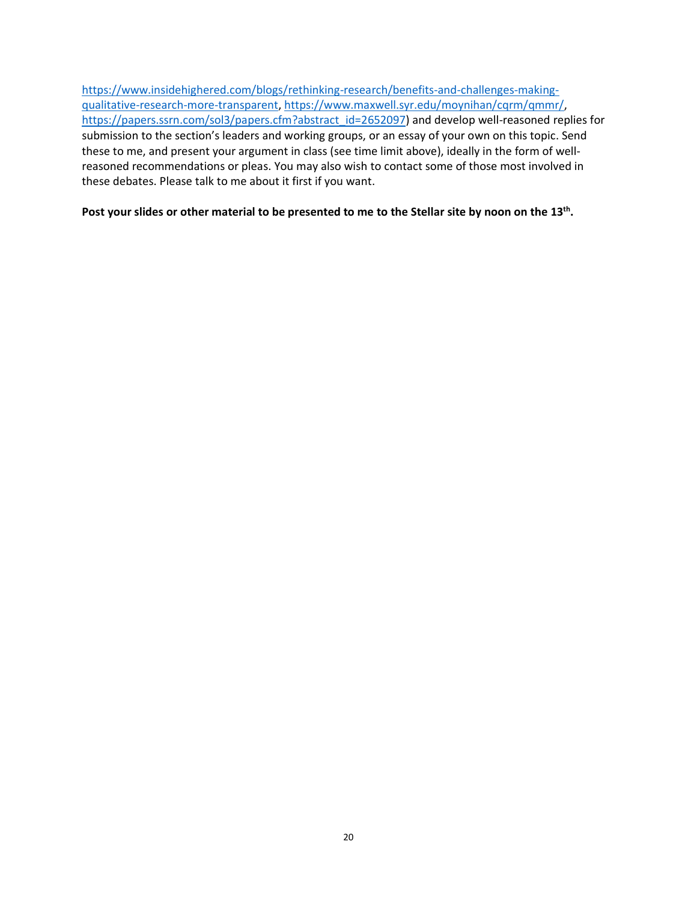https://www.insidehighered.com/blogs/rethinking-research/benefits-and-challenges-making-qualitative-research-more-transparent, https://www.maxwell.syr.edu/moynihan/cqrm/qmmr/, https://papers.ssrn.com/sol3/papers.cfm?abstract_id=2652097) and develop well-reasoned replies for submission to the section's leaders and working groups, or an essay of your own on this topic. Send these to me, and present your argument in class (see time limit above), ideally in the form of well-reasoned recommendations or pleas. You may also wish to contact some of those most involved in these debates. Please talk to me about it first if you want.

**Post your slides or other material to be presented to me to the Stellar site by noon on the 13th.**